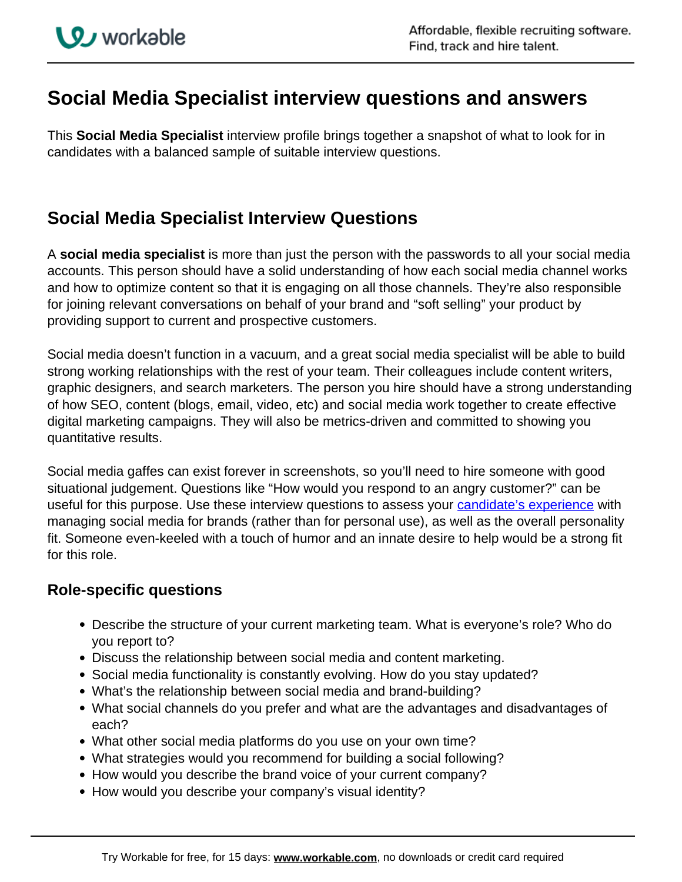# Social Media Specialist interview questions and answers

This **Social Media Specialist** interview profile brings together a snapshot of what to look for in candidates with a balanced sample of suitable interview questions.

## Social Media Specialist Interview Questions

A **social media specialist** is more than just the person with the passwords to all your social media accounts. This person should have a solid understanding of how each social media channel works and how to optimize content so that it is engaging on all those channels. They're also responsible for joining relevant conversations on behalf of your brand and "soft selling" your product by providing support to current and prospective customers.

Social media doesn't function in a vacuum, and a great social media specialist will be able to build strong working relationships with the rest of your team. Their colleagues include content writers, graphic designers, and search marketers. The person you hire should have a strong understanding of how SEO, content (blogs, email, video, etc) and social media work together to create effective digital marketing campaigns. They will also be metrics-driven and committed to showing you quantitative results.

Social media gaffes can exist forever in screenshots, so you'll need to hire someone with good situational judgement. Questions like "How would you respond to an angry customer?" can be useful for this purpose. Use these interview questions to assess your candidate's experience with managing social media for brands (rather than for personal use), as well as the overall personality fit. Someone even-keeled with a touch of humor and an innate desire to help would be a strong fit for this role.

### Role-specific questions

- Describe the structure of your current marketing team. What is everyone's role? Who do you report to?
- Discuss the relationship between social media and content marketing.
- Social media functionality is constantly evolving. How do you stay updated?
- What's the relationship between social media and brand-building?
- What social channels do you prefer and what are the advantages and disadvantages of each?
- What other social media platforms do you use on your own time?
- What strategies would you recommend for building a social following?
- How would you describe the brand voice of your current company?
- How would you describe your company's visual identity?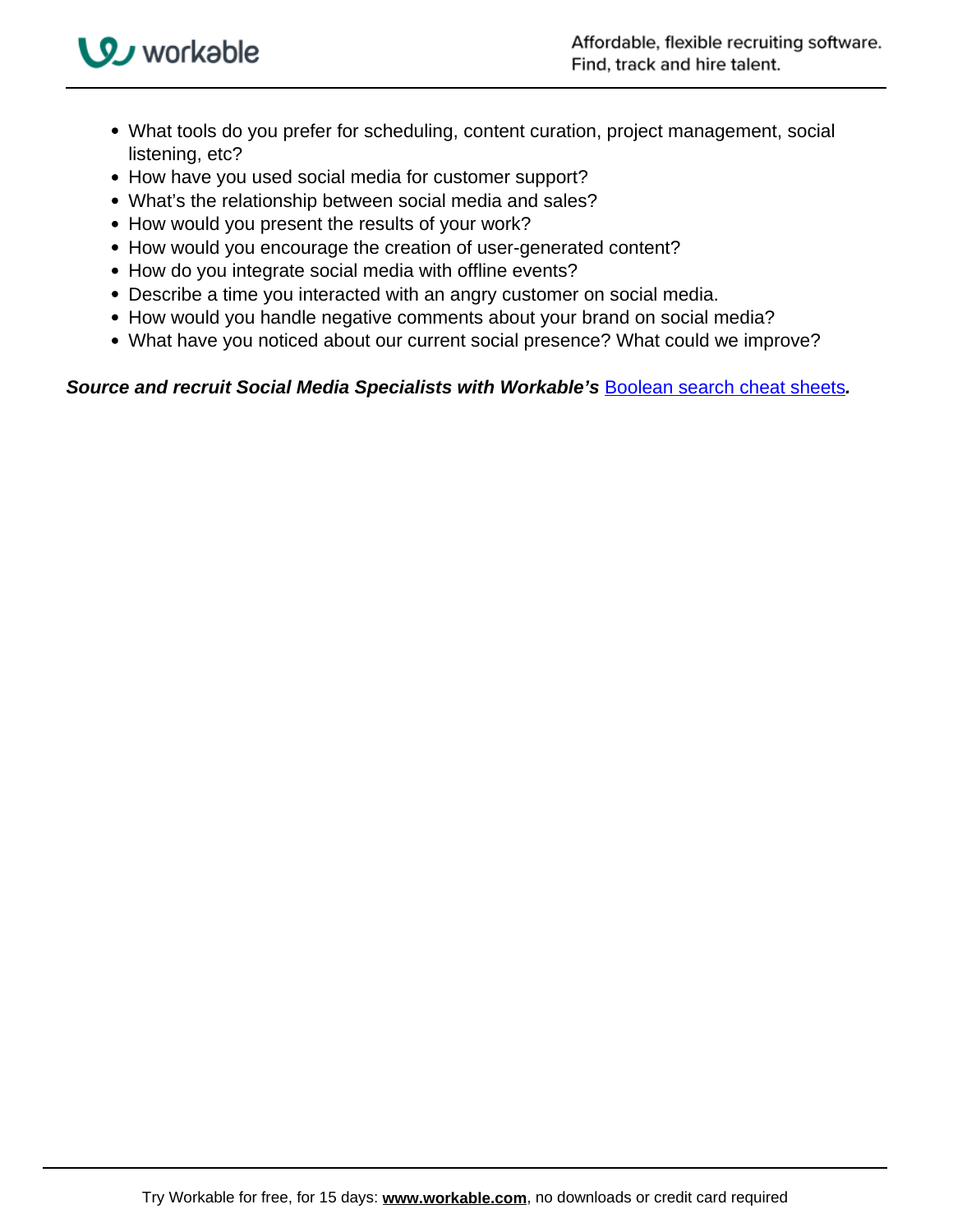- What tools do you prefer for scheduling, content curation, project management, social listening, etc?
- How have you used social media for customer support?
- What's the relationship between social media and sales?
- How would you present the results of your work?
- How would you encourage the creation of user-generated content?
- How do you integrate social media with offline events?
- Describe a time you interacted with an angry customer on social media.
- How would you handle negative comments about your brand on social media?
- What have you noticed about our current social presence? What could we improve?

***Source and recruit Social Media Specialists with Workable's*** [Boolean search cheat sheets]()***.***